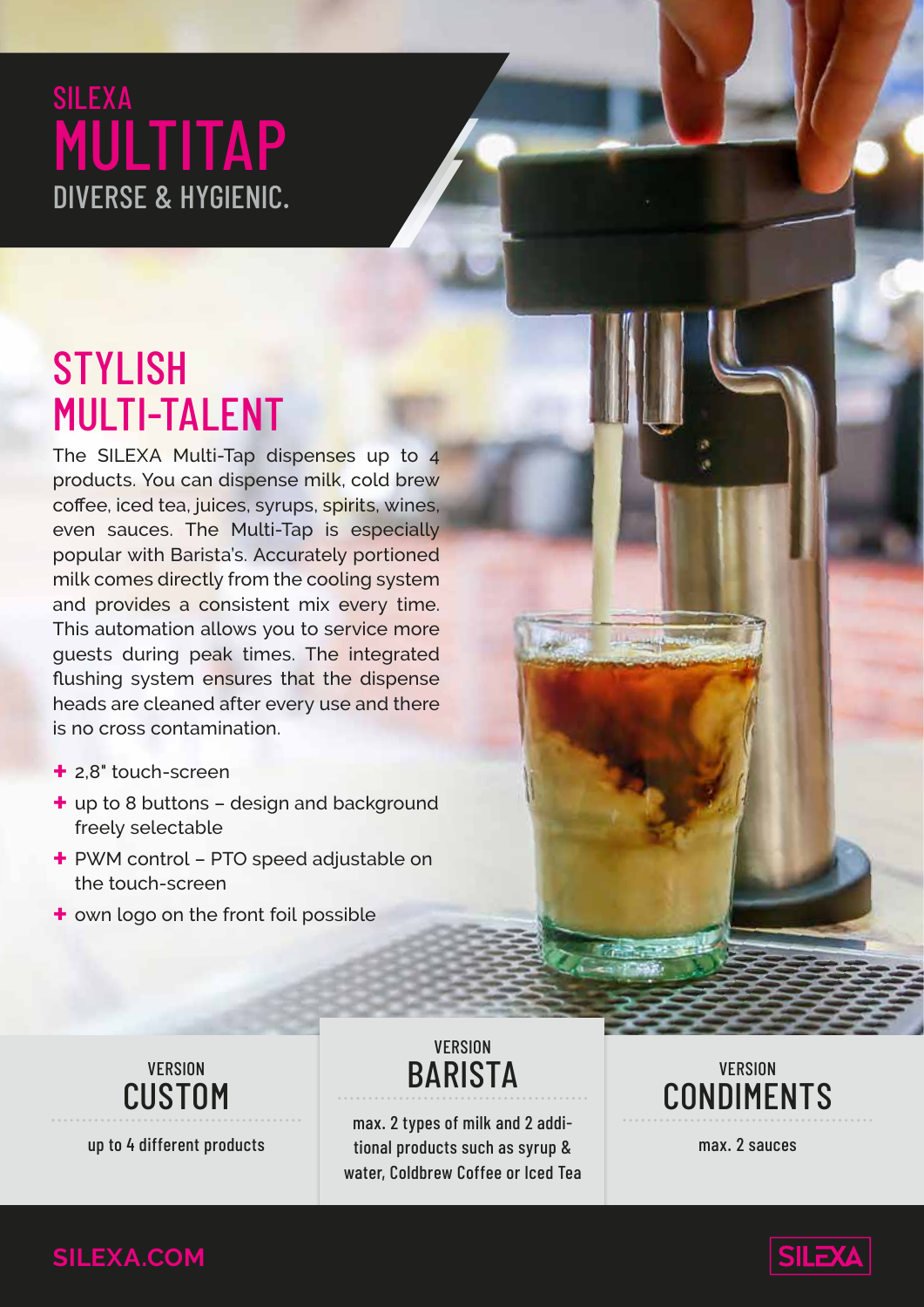# SILEXA MULTITAP

DIVERSE & HYGIENIC.

## STYLISH MULTI-TALENT

The SILEXA Multi-Tap dispenses up to 4 products. You can dispense milk, cold brew coffee, iced tea, juices, syrups, spirits, wines, even sauces. The Multi-Tap is especially popular with Barista's. Accurately portioned milk comes directly from the cooling system and provides a consistent mix every time. This automation allows you to service more guests during peak times. The integrated flushing system ensures that the dispense heads are cleaned after every use and there is no cross contamination.

- 2,8" touch-screen
- up to 8 buttons – design and background freely selectable
- PWM control – PTO speed adjustable on the touch-screen
- own logo on the front foil possible

### VERSION CUSTOM

up to 4 different products

### VERSION BARISTA

max. 2 types of milk and 2 additional products such as syrup & water, Coldbrew Coffee or Iced Tea

### VERSION CONDIMENTS

max. 2 sauces

SILEXA.COM

SILEXA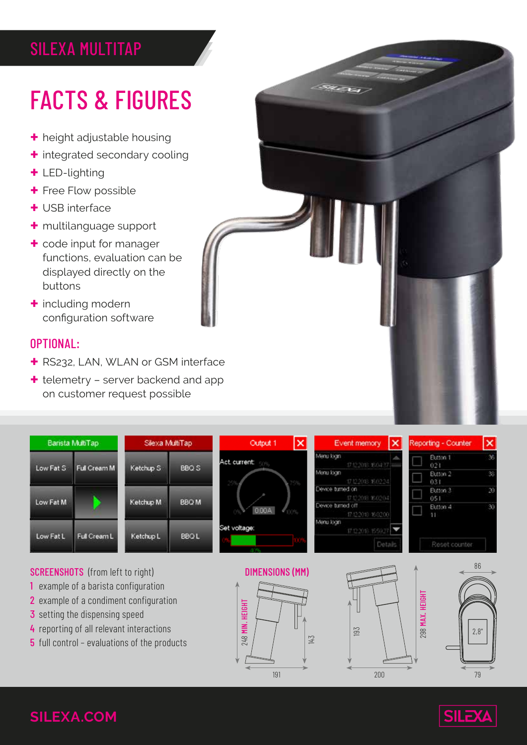## SILEXA MULTITAP

# FACTS & FIGURES

- height adjustable housing
- integrated secondary cooling
- LED-lighting
- Free Flow possible
- USB interface
- multilanguage support
- code input for manager functions, evaluation can be displayed directly on the buttons
- including modern configuration software

## OPTIONAL:

- RS232, LAN, WLAN or GSM interface
- telemetry – server backend and app on customer request possible

**SCREENSHOTS** (from left to right)

1. example of a barista configuration
2. example of a condiment configuration
3. setting the dispensing speed
4. reporting of all relevant interactions
5. full control – evaluations of the products

**DIMENSIONS (MM)**

248 MIN. HEIGHT
143
191
193
200
298 MAX. HEIGHT
86
2,8"
79

**SILEXA.COM**